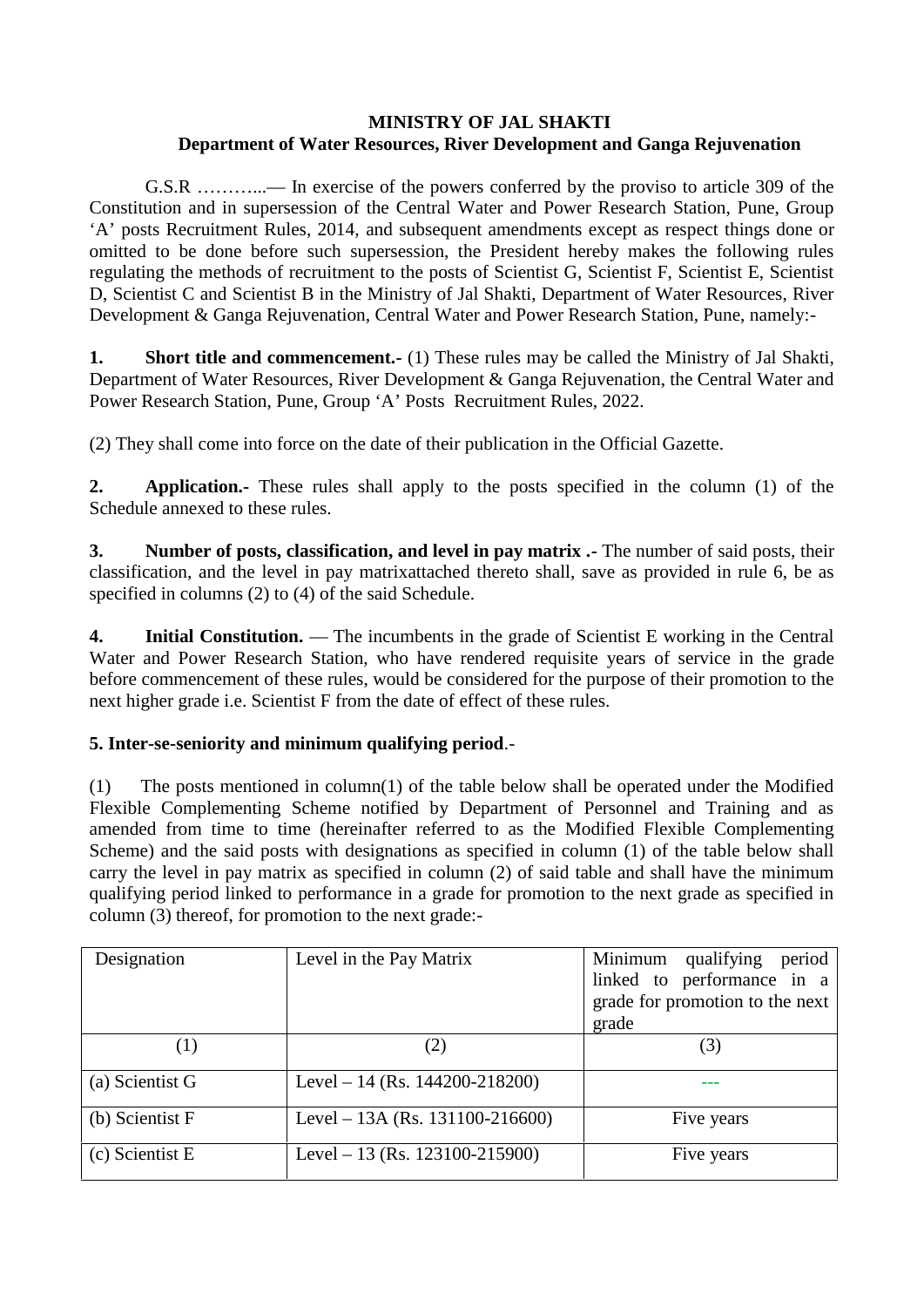**MINISTRY OF JAL SHAKTI**
**Department of Water Resources, River Development and Ganga Rejuvenation**

G.S.R ………...— In exercise of the powers conferred by the proviso to article 309 of the Constitution and in supersession of the Central Water and Power Research Station, Pune, Group 'A' posts Recruitment Rules, 2014, and subsequent amendments except as respect things done or omitted to be done before such supersession, the President hereby makes the following rules regulating the methods of recruitment to the posts of Scientist G, Scientist F, Scientist E, Scientist D, Scientist C and Scientist B in the Ministry of Jal Shakti, Department of Water Resources, River Development & Ganga Rejuvenation, Central Water and Power Research Station, Pune, namely:-

**1. Short title and commencement.-** (1) These rules may be called the Ministry of Jal Shakti, Department of Water Resources, River Development & Ganga Rejuvenation, the Central Water and Power Research Station, Pune, Group 'A' Posts Recruitment Rules, 2022.

(2) They shall come into force on the date of their publication in the Official Gazette.

**2. Application.-** These rules shall apply to the posts specified in the column (1) of the Schedule annexed to these rules.

**3. Number of posts, classification, and level in pay matrix .-** The number of said posts, their classification, and the level in pay matrixattached thereto shall, save as provided in rule 6, be as specified in columns (2) to (4) of the said Schedule.

**4. Initial Constitution.** — The incumbents in the grade of Scientist E working in the Central Water and Power Research Station, who have rendered requisite years of service in the grade before commencement of these rules, would be considered for the purpose of their promotion to the next higher grade i.e. Scientist F from the date of effect of these rules.

**5. Inter-se-seniority and minimum qualifying period**.-

(1) The posts mentioned in column(1) of the table below shall be operated under the Modified Flexible Complementing Scheme notified by Department of Personnel and Training and as amended from time to time (hereinafter referred to as the Modified Flexible Complementing Scheme) and the said posts with designations as specified in column (1) of the table below shall carry the level in pay matrix as specified in column (2) of said table and shall have the minimum qualifying period linked to performance in a grade for promotion to the next grade as specified in column (3) thereof, for promotion to the next grade:-

| Designation | Level in the Pay Matrix | Minimum qualifying period linked to performance in a grade for promotion to the next grade |
|---|---|---|
| (1) | (2) | (3) |
| (a) Scientist G | Level – 14 (Rs. 144200-218200) | --- |
| (b) Scientist F | Level – 13A (Rs. 131100-216600) | Five years |
| (c) Scientist E | Level – 13 (Rs. 123100-215900) | Five years |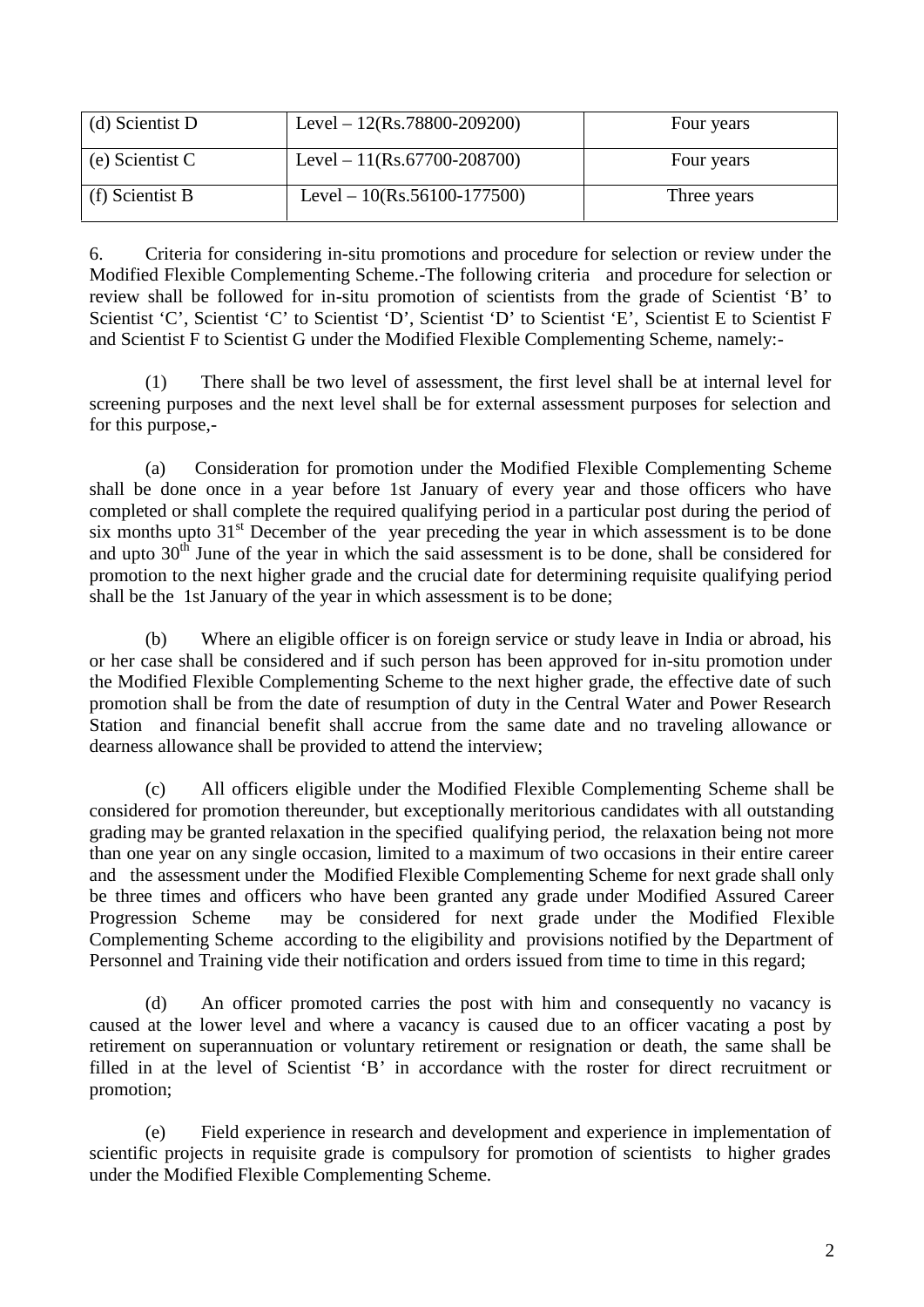| (d) Scientist D | Level – 12(Rs.78800-209200) | Four years |
|---|---|---|
| (e) Scientist C | Level – 11(Rs.67700-208700) | Four years |
| (f) Scientist B | Level – 10(Rs.56100-177500) | Three years |

6. Criteria for considering in-situ promotions and procedure for selection or review under the Modified Flexible Complementing Scheme.-The following criteria and procedure for selection or review shall be followed for in-situ promotion of scientists from the grade of Scientist 'B' to Scientist 'C', Scientist 'C' to Scientist 'D', Scientist 'D' to Scientist 'E', Scientist E to Scientist F and Scientist F to Scientist G under the Modified Flexible Complementing Scheme, namely:-

(1) There shall be two level of assessment, the first level shall be at internal level for screening purposes and the next level shall be for external assessment purposes for selection and for this purpose,-

(a) Consideration for promotion under the Modified Flexible Complementing Scheme shall be done once in a year before 1st January of every year and those officers who have completed or shall complete the required qualifying period in a particular post during the period of six months upto 31st December of the year preceding the year in which assessment is to be done and upto 30th June of the year in which the said assessment is to be done, shall be considered for promotion to the next higher grade and the crucial date for determining requisite qualifying period shall be the 1st January of the year in which assessment is to be done;

(b) Where an eligible officer is on foreign service or study leave in India or abroad, his or her case shall be considered and if such person has been approved for in-situ promotion under the Modified Flexible Complementing Scheme to the next higher grade, the effective date of such promotion shall be from the date of resumption of duty in the Central Water and Power Research Station and financial benefit shall accrue from the same date and no traveling allowance or dearness allowance shall be provided to attend the interview;

(c) All officers eligible under the Modified Flexible Complementing Scheme shall be considered for promotion thereunder, but exceptionally meritorious candidates with all outstanding grading may be granted relaxation in the specified qualifying period, the relaxation being not more than one year on any single occasion, limited to a maximum of two occasions in their entire career and the assessment under the Modified Flexible Complementing Scheme for next grade shall only be three times and officers who have been granted any grade under Modified Assured Career Progression Scheme may be considered for next grade under the Modified Flexible Complementing Scheme according to the eligibility and provisions notified by the Department of Personnel and Training vide their notification and orders issued from time to time in this regard;

(d) An officer promoted carries the post with him and consequently no vacancy is caused at the lower level and where a vacancy is caused due to an officer vacating a post by retirement on superannuation or voluntary retirement or resignation or death, the same shall be filled in at the level of Scientist 'B' in accordance with the roster for direct recruitment or promotion;

(e) Field experience in research and development and experience in implementation of scientific projects in requisite grade is compulsory for promotion of scientists to higher grades under the Modified Flexible Complementing Scheme.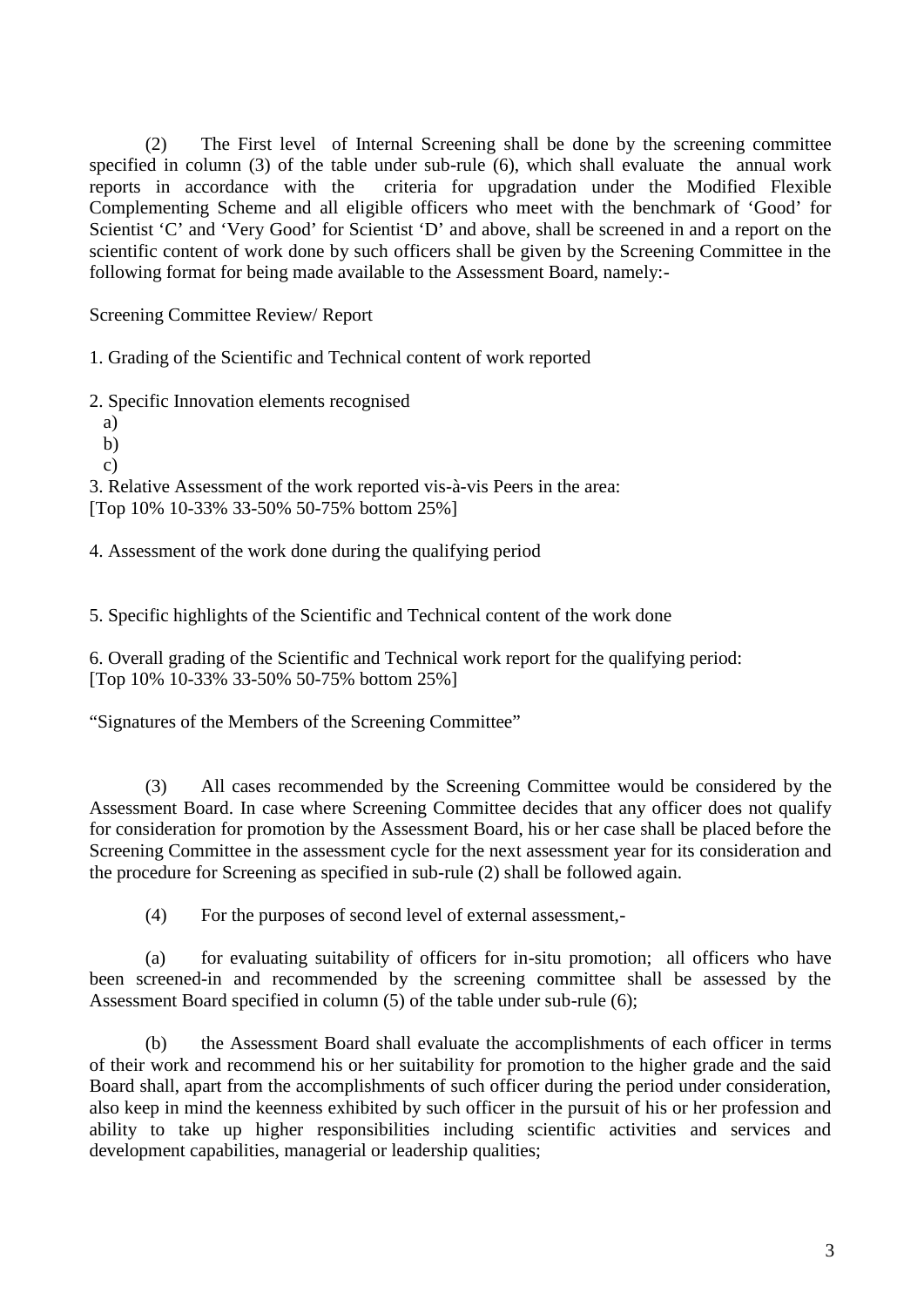(2) The First level of Internal Screening shall be done by the screening committee specified in column (3) of the table under sub-rule (6), which shall evaluate the annual work reports in accordance with the criteria for upgradation under the Modified Flexible Complementing Scheme and all eligible officers who meet with the benchmark of 'Good' for Scientist 'C' and 'Very Good' for Scientist 'D' and above, shall be screened in and a report on the scientific content of work done by such officers shall be given by the Screening Committee in the following format for being made available to the Assessment Board, namely:-

Screening Committee Review/ Report

1. Grading of the Scientific and Technical content of work reported

2. Specific Innovation elements recognised
   a)
   b)
   c)

3. Relative Assessment of the work reported vis-à-vis Peers in the area:
[Top 10% 10-33% 33-50% 50-75% bottom 25%]

4. Assessment of the work done during the qualifying period

5. Specific highlights of the Scientific and Technical content of the work done

6. Overall grading of the Scientific and Technical work report for the qualifying period:
[Top 10% 10-33% 33-50% 50-75% bottom 25%]

"Signatures of the Members of the Screening Committee"

(3) All cases recommended by the Screening Committee would be considered by the Assessment Board. In case where Screening Committee decides that any officer does not qualify for consideration for promotion by the Assessment Board, his or her case shall be placed before the Screening Committee in the assessment cycle for the next assessment year for its consideration and the procedure for Screening as specified in sub-rule (2) shall be followed again.

(4) For the purposes of second level of external assessment,-

(a) for evaluating suitability of officers for in-situ promotion; all officers who have been screened-in and recommended by the screening committee shall be assessed by the Assessment Board specified in column (5) of the table under sub-rule (6);

(b) the Assessment Board shall evaluate the accomplishments of each officer in terms of their work and recommend his or her suitability for promotion to the higher grade and the said Board shall, apart from the accomplishments of such officer during the period under consideration, also keep in mind the keenness exhibited by such officer in the pursuit of his or her profession and ability to take up higher responsibilities including scientific activities and services and development capabilities, managerial or leadership qualities;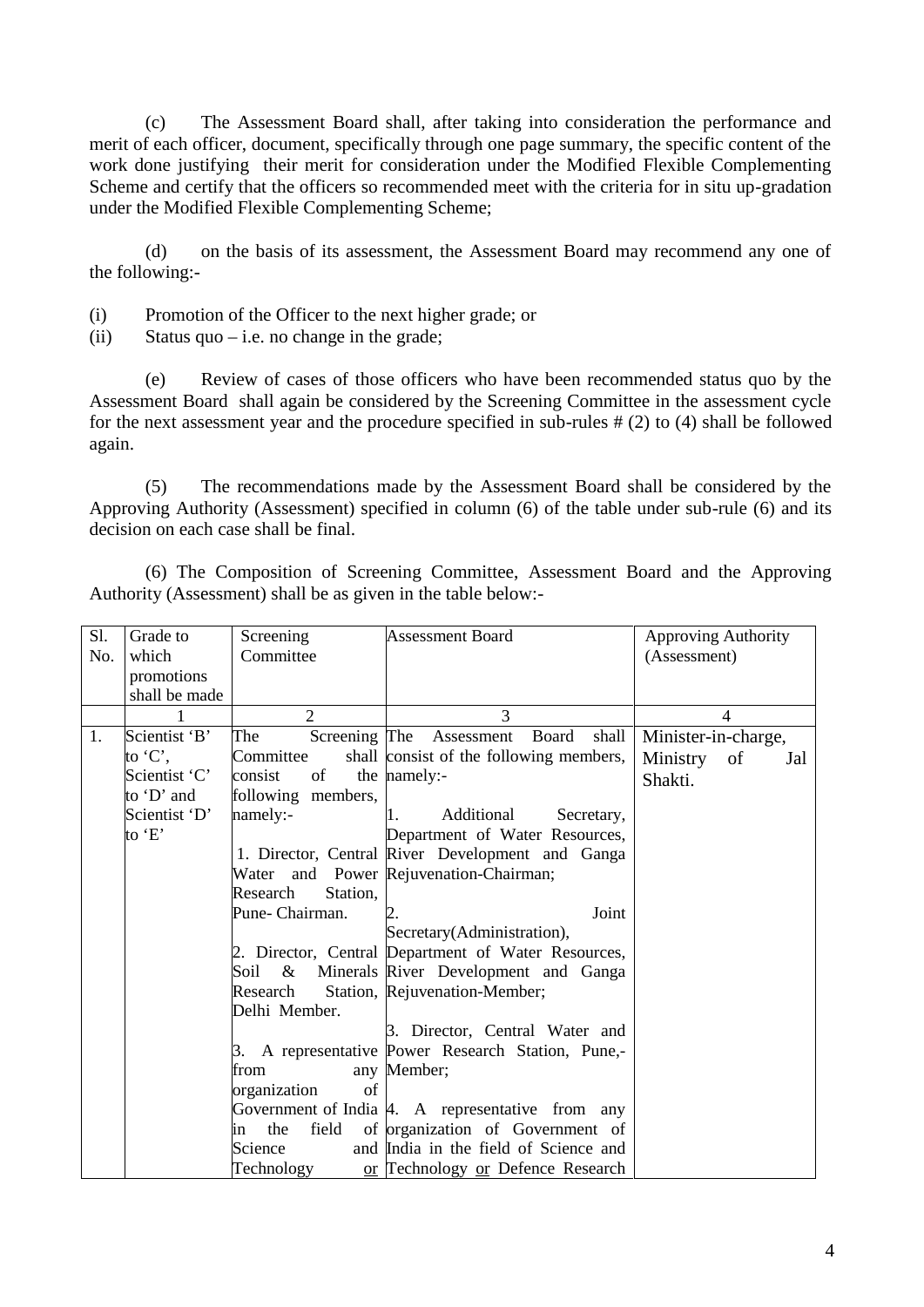(c) The Assessment Board shall, after taking into consideration the performance and merit of each officer, document, specifically through one page summary, the specific content of the work done justifying their merit for consideration under the Modified Flexible Complementing Scheme and certify that the officers so recommended meet with the criteria for in situ up-gradation under the Modified Flexible Complementing Scheme;

(d) on the basis of its assessment, the Assessment Board may recommend any one of the following:-

(i) Promotion of the Officer to the next higher grade; or
(ii) Status quo – i.e. no change in the grade;

(e) Review of cases of those officers who have been recommended status quo by the Assessment Board shall again be considered by the Screening Committee in the assessment cycle for the next assessment year and the procedure specified in sub-rules # (2) to (4) shall be followed again.

(5) The recommendations made by the Assessment Board shall be considered by the Approving Authority (Assessment) specified in column (6) of the table under sub-rule (6) and its decision on each case shall be final.

(6) The Composition of Screening Committee, Assessment Board and the Approving Authority (Assessment) shall be as given in the table below:-

| Sl. No. | Grade to which promotions shall be made | Screening Committee | Assessment Board | Approving Authority (Assessment) |
|---|---|---|---|---|
| | 1 | 2 | 3 | 4 |
| 1. | Scientist 'B' to 'C', Scientist 'C' to 'D' and Scientist 'D' to 'E' | The Screening Committee shall consist of the following members, namely:-<br><br>1. Director, Central Water and Power Research Station, Pune- Chairman.<br><br>2. Director, Central Soil & Minerals Research Station, Delhi Member.<br><br>3. A representative from any organization of Government of India in the field of Science and Technology or | The Assessment Board shall consist of the following members, namely:-<br><br>1. Additional Secretary, Department of Water Resources, River Development and Ganga Rejuvenation-Chairman;<br><br>2. Joint Secretary(Administration), Department of Water Resources, River Development and Ganga Rejuvenation-Member;<br><br>3. Director, Central Water and Power Research Station, Pune,-Member;<br><br>4. A representative from any organization of Government of India in the field of Science and Technology or Defence Research | Minister-in-charge, Ministry of Jal Shakti. |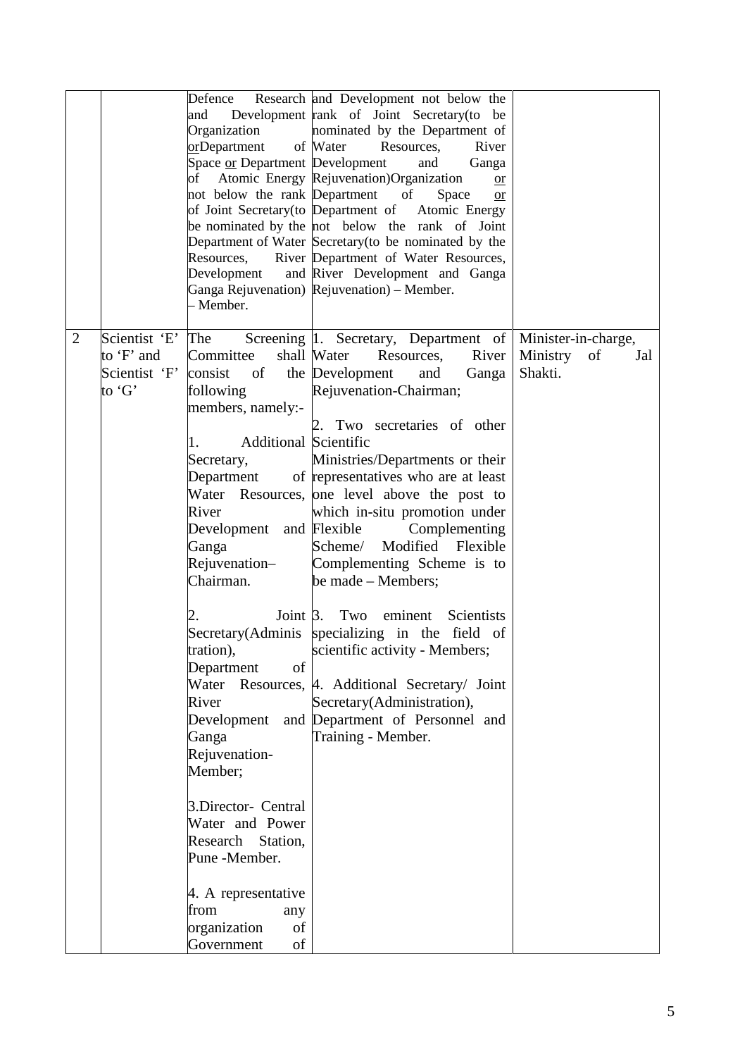|  |  |  |  |  |
|---|---|---|---|---|
|  |  | Defence Research and Development Organization orDepartment of Space or Department of Atomic Energy not below the rank of Joint Secretary(to be nominated by the Department of Water Resources, River Development and Ganga Rejuvenation) – Member. | and Development not below the rank of Joint Secretary(to be nominated by the Department of Water Resources, River Development and Ganga Rejuvenation)Organization or Department of Space or Department of Atomic Energy not below the rank of Joint Secretary(to be nominated by the Department of Water Resources, River Development and Ganga Rejuvenation) – Member. |  |
| 2 | Scientist 'E' to 'F' and Scientist 'F' to 'G' | The Screening Committee shall consist of the following members, namely:-<br><br>1. Additional Secretary, Department of Water Resources, River Development and Ganga Rejuvenation– Chairman.<br><br>2. Joint Secretary(Administration), Department of Water Resources, River Development and Ganga Rejuvenation- Member;<br><br>3.Director- Central Water and Power Research Station, Pune -Member.<br><br>4. A representative from any organization of Government of | 1. Secretary, Department of Water Resources, River Development and Ganga Rejuvenation-Chairman;<br><br>2. Two secretaries of other Scientific Ministries/Departments or their representatives who are at least one level above the post to which in-situ promotion under Flexible Complementing Scheme/ Modified Flexible Complementing Scheme is to be made – Members;<br><br>3. Two eminent Scientists specializing in the field of scientific activity - Members;<br><br>4. Additional Secretary/ Joint Secretary(Administration), Department of Personnel and Training - Member. | Minister-in-charge, Ministry of Jal Shakti. |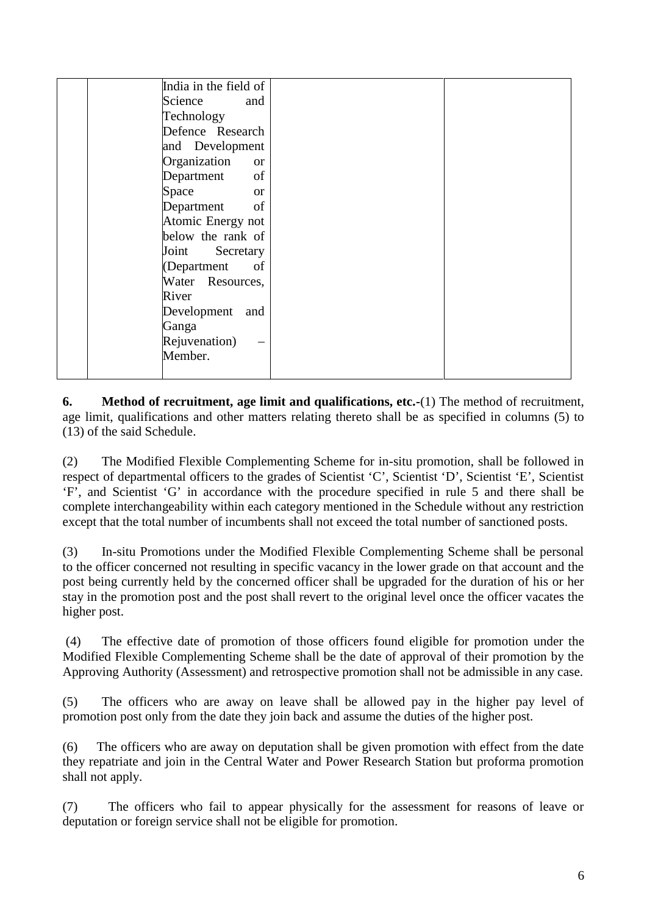| | | | | |
|---|---|---|---|---|
| | | India in the field of Science and Technology Defence Research and Development Organization or Department of Space or Department of Atomic Energy not below the rank of Joint Secretary (Department of Water Resources, River Development and Ganga Rejuvenation) – Member. | | |

**6. Method of recruitment, age limit and qualifications, etc.**-(1) The method of recruitment, age limit, qualifications and other matters relating thereto shall be as specified in columns (5) to (13) of the said Schedule.

(2) The Modified Flexible Complementing Scheme for in-situ promotion, shall be followed in respect of departmental officers to the grades of Scientist 'C', Scientist 'D', Scientist 'E', Scientist 'F', and Scientist 'G' in accordance with the procedure specified in rule 5 and there shall be complete interchangeability within each category mentioned in the Schedule without any restriction except that the total number of incumbents shall not exceed the total number of sanctioned posts.

(3) In-situ Promotions under the Modified Flexible Complementing Scheme shall be personal to the officer concerned not resulting in specific vacancy in the lower grade on that account and the post being currently held by the concerned officer shall be upgraded for the duration of his or her stay in the promotion post and the post shall revert to the original level once the officer vacates the higher post.

(4) The effective date of promotion of those officers found eligible for promotion under the Modified Flexible Complementing Scheme shall be the date of approval of their promotion by the Approving Authority (Assessment) and retrospective promotion shall not be admissible in any case.

(5) The officers who are away on leave shall be allowed pay in the higher pay level of promotion post only from the date they join back and assume the duties of the higher post.

(6) The officers who are away on deputation shall be given promotion with effect from the date they repatriate and join in the Central Water and Power Research Station but proforma promotion shall not apply.

(7) The officers who fail to appear physically for the assessment for reasons of leave or deputation or foreign service shall not be eligible for promotion.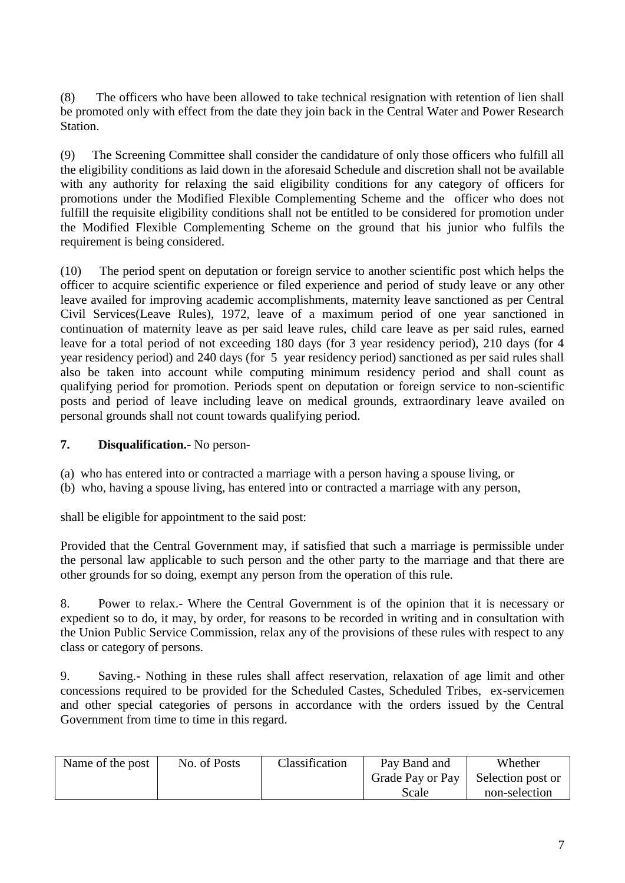(8) The officers who have been allowed to take technical resignation with retention of lien shall be promoted only with effect from the date they join back in the Central Water and Power Research Station.

(9) The Screening Committee shall consider the candidature of only those officers who fulfill all the eligibility conditions as laid down in the aforesaid Schedule and discretion shall not be available with any authority for relaxing the said eligibility conditions for any category of officers for promotions under the Modified Flexible Complementing Scheme and the officer who does not fulfill the requisite eligibility conditions shall not be entitled to be considered for promotion under the Modified Flexible Complementing Scheme on the ground that his junior who fulfils the requirement is being considered.

(10) The period spent on deputation or foreign service to another scientific post which helps the officer to acquire scientific experience or filed experience and period of study leave or any other leave availed for improving academic accomplishments, maternity leave sanctioned as per Central Civil Services(Leave Rules), 1972, leave of a maximum period of one year sanctioned in continuation of maternity leave as per said leave rules, child care leave as per said rules, earned leave for a total period of not exceeding 180 days (for 3 year residency period), 210 days (for 4 year residency period) and 240 days (for 5 year residency period) sanctioned as per said rules shall also be taken into account while computing minimum residency period and shall count as qualifying period for promotion. Periods spent on deputation or foreign service to non-scientific posts and period of leave including leave on medical grounds, extraordinary leave availed on personal grounds shall not count towards qualifying period.

**7. Disqualification.-** No person-

(a) who has entered into or contracted a marriage with a person having a spouse living, or
(b) who, having a spouse living, has entered into or contracted a marriage with any person,

shall be eligible for appointment to the said post:

Provided that the Central Government may, if satisfied that such a marriage is permissible under the personal law applicable to such person and the other party to the marriage and that there are other grounds for so doing, exempt any person from the operation of this rule.

8. Power to relax.- Where the Central Government is of the opinion that it is necessary or expedient so to do, it may, by order, for reasons to be recorded in writing and in consultation with the Union Public Service Commission, relax any of the provisions of these rules with respect to any class or category of persons.

9. Saving.- Nothing in these rules shall affect reservation, relaxation of age limit and other concessions required to be provided for the Scheduled Castes, Scheduled Tribes, ex-servicemen and other special categories of persons in accordance with the orders issued by the Central Government from time to time in this regard.

| Name of the post | No. of Posts | Classification | Pay Band and Grade Pay or Pay Scale | Whether Selection post or non-selection |
|---|---|---|---|---|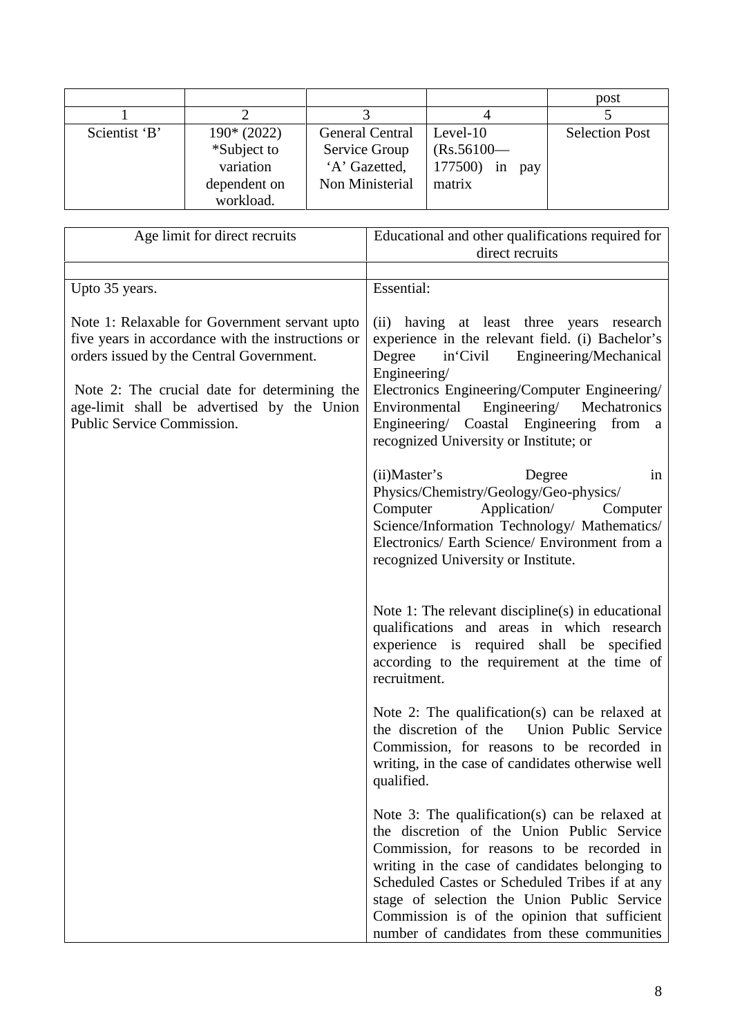| | | | | post |
|---|---|---|---|---|
| 1 | 2 | 3 | 4 | 5 |
| Scientist 'B' | 190* (2022) *Subject to variation dependent on workload. | General Central Service Group 'A' Gazetted, Non Ministerial | Level-10 (Rs.56100— 177500) in pay matrix | Selection Post |

| Age limit for direct recruits | Educational and other qualifications required for direct recruits |
|---|---|
| | |
| Upto 35 years.<br><br>Note 1: Relaxable for Government servant upto five years in accordance with the instructions or orders issued by the Central Government.<br><br>Note 2: The crucial date for determining the age-limit shall be advertised by the Union Public Service Commission. | Essential:<br><br>(ii) having at least three years research experience in the relevant field. (i) Bachelor's Degree in'Civil Engineering/Mechanical Engineering/ Electronics Engineering/Computer Engineering/ Environmental Engineering/ Mechatronics Engineering/ Coastal Engineering from a recognized University or Institute; or<br><br>(ii)Master's Degree in Physics/Chemistry/Geology/Geo-physics/ Computer Application/ Computer Science/Information Technology/ Mathematics/ Electronics/ Earth Science/ Environment from a recognized University or Institute.<br><br>Note 1: The relevant discipline(s) in educational qualifications and areas in which research experience is required shall be specified according to the requirement at the time of recruitment.<br><br>Note 2: The qualification(s) can be relaxed at the discretion of the Union Public Service Commission, for reasons to be recorded in writing, in the case of candidates otherwise well qualified.<br><br>Note 3: The qualification(s) can be relaxed at the discretion of the Union Public Service Commission, for reasons to be recorded in writing in the case of candidates belonging to Scheduled Castes or Scheduled Tribes if at any stage of selection the Union Public Service Commission is of the opinion that sufficient number of candidates from these communities |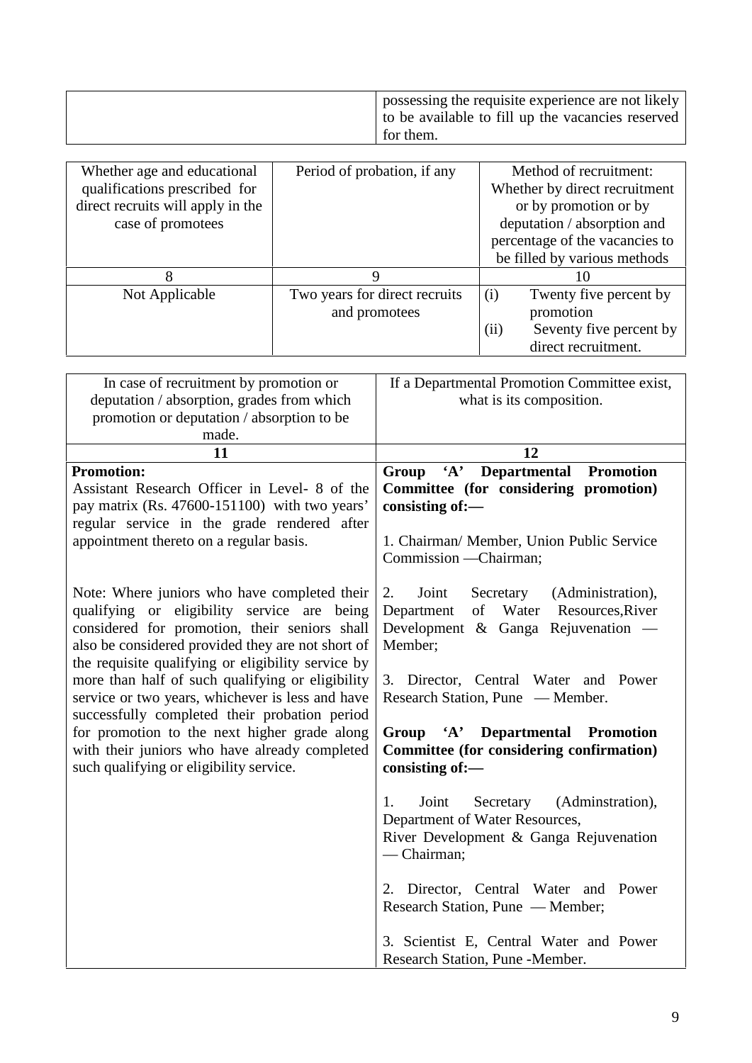| | |
|---|---|
| | possessing the requisite experience are not likely to be available to fill up the vacancies reserved for them. |

| Whether age and educational qualifications prescribed for direct recruits will apply in the case of promotees | Period of probation, if any | Method of recruitment: Whether by direct recruitment or by promotion or by deputation / absorption and percentage of the vacancies to be filled by various methods |
|---|---|---|
| 8 | 9 | 10 |
| Not Applicable | Two years for direct recruits and promotees | (i) Twenty five percent by promotion<br>(ii) Seventy five percent by direct recruitment. |

| In case of recruitment by promotion or deputation / absorption, grades from which promotion or deputation / absorption to be made. | If a Departmental Promotion Committee exist, what is its composition. |
|---|---|
| **11** | **12** |
| **Promotion:**<br>Assistant Research Officer in Level- 8 of the pay matrix (Rs. 47600-151100) with two years' regular service in the grade rendered after appointment thereto on a regular basis.<br><br>Note: Where juniors who have completed their qualifying or eligibility service are being considered for promotion, their seniors shall also be considered provided they are not short of the requisite qualifying or eligibility service by more than half of such qualifying or eligibility service or two years, whichever is less and have successfully completed their probation period for promotion to the next higher grade along with their juniors who have already completed such qualifying or eligibility service. | **Group 'A' Departmental Promotion Committee (for considering promotion) consisting of:—**<br><br>1. Chairman/ Member, Union Public Service Commission —Chairman;<br><br>2. Joint Secretary (Administration), Department of Water Resources,River Development & Ganga Rejuvenation — Member;<br><br>3. Director, Central Water and Power Research Station, Pune — Member.<br><br>**Group 'A' Departmental Promotion Committee (for considering confirmation) consisting of:—**<br><br>1. Joint Secretary (Adminstration), Department of Water Resources, River Development & Ganga Rejuvenation — Chairman;<br><br>2. Director, Central Water and Power Research Station, Pune — Member;<br><br>3. Scientist E, Central Water and Power Research Station, Pune -Member. |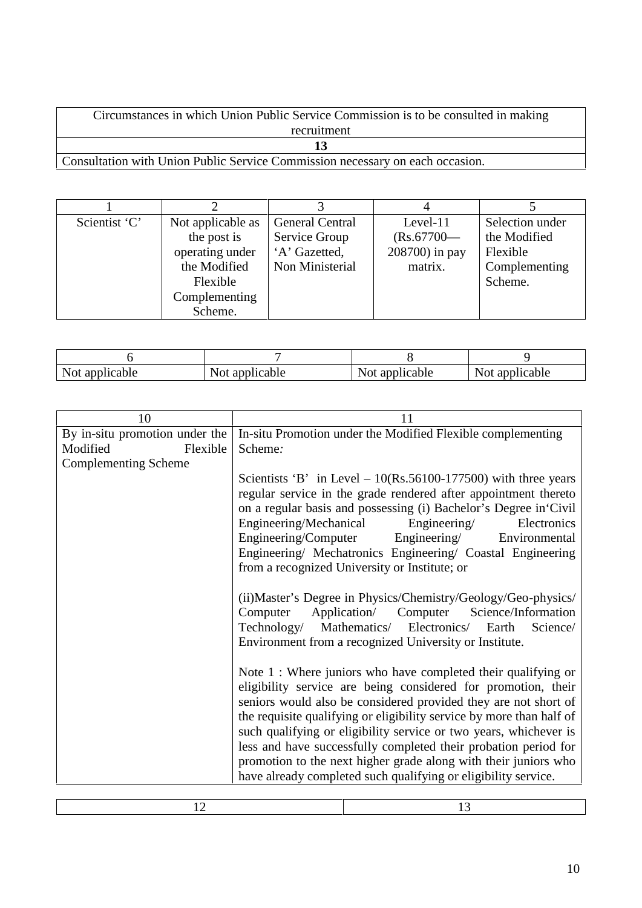| Circumstances in which Union Public Service Commission is to be consulted in making recruitment |
|---|
| **13** |
| Consultation with Union Public Service Commission necessary on each occasion. |

| 1 | 2 | 3 | 4 | 5 |
|---|---|---|---|---|
| Scientist 'C' | Not applicable as the post is operating under the Modified Flexible Complementing Scheme. | General Central Service Group 'A' Gazetted, Non Ministerial | Level-11 (Rs.67700—208700) in pay matrix. | Selection under the Modified Flexible Complementing Scheme. |

| 6 | 7 | 8 | 9 |
|---|---|---|---|
| Not applicable | Not applicable | Not applicable | Not applicable |

| 10 | 11 |
|---|---|
| By in-situ promotion under the Modified Flexible Complementing Scheme | In-situ Promotion under the Modified Flexible complementing Scheme*:*<br><br>Scientists 'B' in Level – 10(Rs.56100-177500) with three years regular service in the grade rendered after appointment thereto on a regular basis and possessing (i) Bachelor's Degree in'Civil Engineering/Mechanical Engineering/ Electronics Engineering/Computer Engineering/ Environmental Engineering/ Mechatronics Engineering/ Coastal Engineering from a recognized University or Institute; or<br><br>(ii)Master's Degree in Physics/Chemistry/Geology/Geo-physics/ Computer Application/ Computer Science/Information Technology/ Mathematics/ Electronics/ Earth Science/ Environment from a recognized University or Institute.<br><br>Note 1 : Where juniors who have completed their qualifying or eligibility service are being considered for promotion, their seniors would also be considered provided they are not short of the requisite qualifying or eligibility service by more than half of such qualifying or eligibility service or two years, whichever is less and have successfully completed their probation period for promotion to the next higher grade along with their juniors who have already completed such qualifying or eligibility service. |

| 12 | 13 |
|---|---|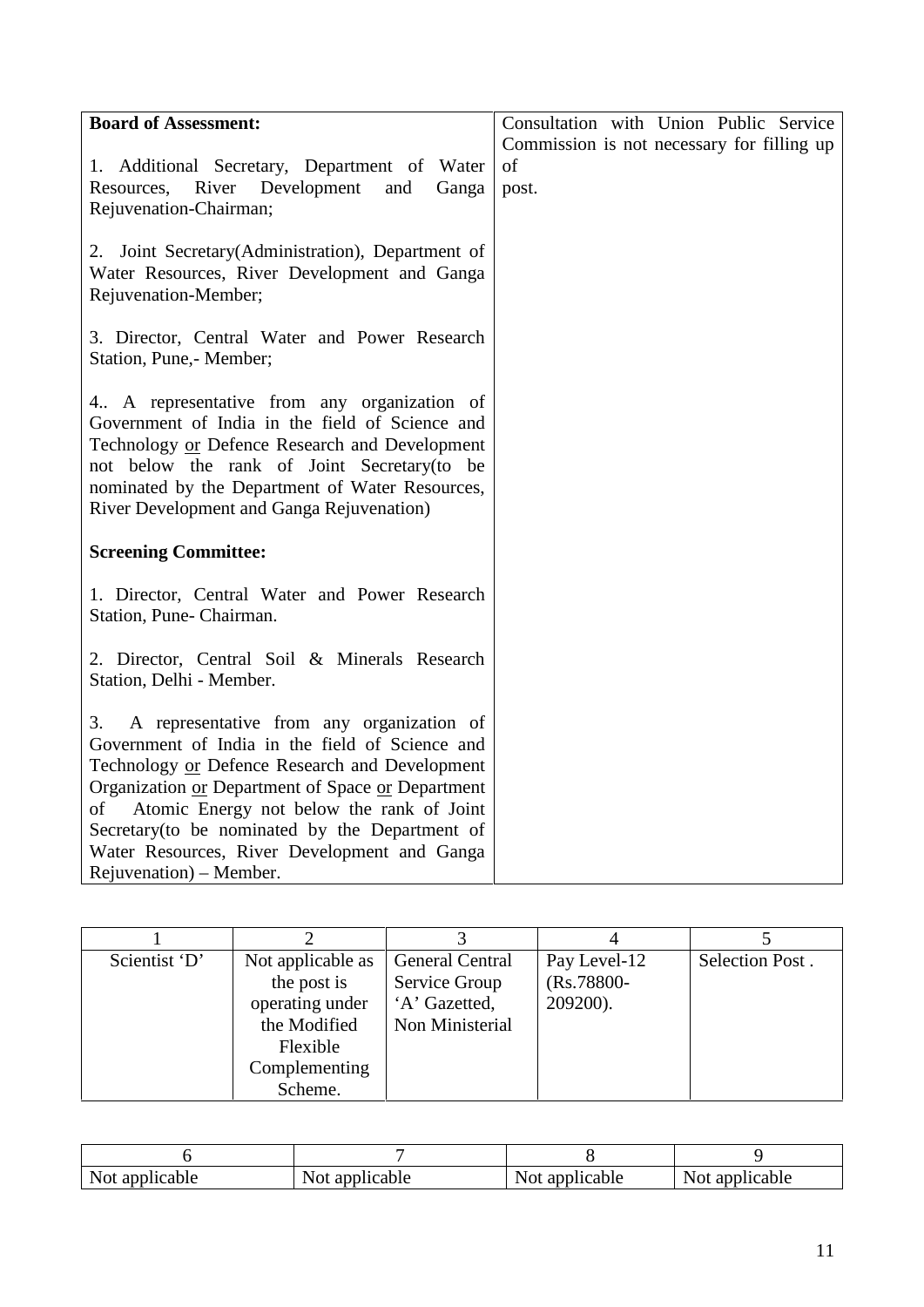| **Board of Assessment:**<br><br>1. Additional Secretary, Department of Water Resources, River Development and Ganga Rejuvenation-Chairman;<br><br>2. Joint Secretary(Administration), Department of Water Resources, River Development and Ganga Rejuvenation-Member;<br><br>3. Director, Central Water and Power Research Station, Pune,- Member;<br><br>4.. A representative from any organization of Government of India in the field of Science and Technology or Defence Research and Development not below the rank of Joint Secretary(to be nominated by the Department of Water Resources, River Development and Ganga Rejuvenation)<br><br>**Screening Committee:**<br><br>1. Director, Central Water and Power Research Station, Pune- Chairman.<br><br>2. Director, Central Soil & Minerals Research Station, Delhi - Member.<br><br>3. A representative from any organization of Government of India in the field of Science and Technology or Defence Research and Development Organization or Department of Space or Department of Atomic Energy not below the rank of Joint Secretary(to be nominated by the Department of Water Resources, River Development and Ganga Rejuvenation) – Member. | Consultation with Union Public Service Commission is not necessary for filling up of post. |
|---|---|

| 1 | 2 | 3 | 4 | 5 |
|---|---|---|---|---|
| Scientist 'D' | Not applicable as the post is operating under the Modified Flexible Complementing Scheme. | General Central Service Group 'A' Gazetted, Non Ministerial | Pay Level-12 (Rs.78800-209200). | Selection Post . |

| 6 | 7 | 8 | 9 |
|---|---|---|---|
| Not applicable | Not applicable | Not applicable | Not applicable |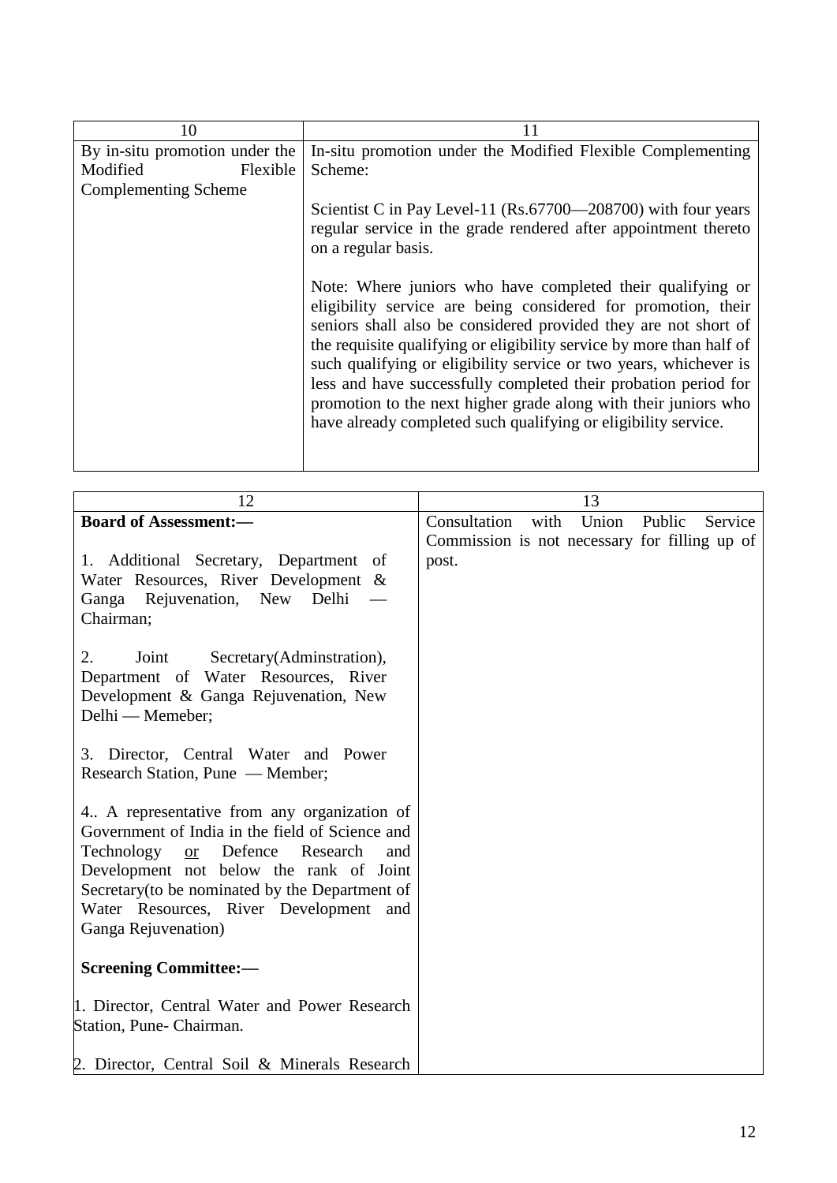| 10 | 11 |
|---|---|
| By in-situ promotion under the Modified Flexible Complementing Scheme | In-situ promotion under the Modified Flexible Complementing Scheme:<br><br>Scientist C in Pay Level-11 (Rs.67700—208700) with four years regular service in the grade rendered after appointment thereto on a regular basis.<br><br>Note: Where juniors who have completed their qualifying or eligibility service are being considered for promotion, their seniors shall also be considered provided they are not short of the requisite qualifying or eligibility service by more than half of such qualifying or eligibility service or two years, whichever is less and have successfully completed their probation period for promotion to the next higher grade along with their juniors who have already completed such qualifying or eligibility service. |

| 12 | 13 |
|---|---|
| **Board of Assessment:—**<br><br>1. Additional Secretary, Department of Water Resources, River Development & Ganga Rejuvenation, New Delhi — Chairman;<br><br>2. Joint Secretary(Adminstration), Department of Water Resources, River Development & Ganga Rejuvenation, New Delhi — Memeber;<br><br>3. Director, Central Water and Power Research Station, Pune — Member;<br><br>4.. A representative from any organization of Government of India in the field of Science and Technology <u>or</u> Defence Research and Development not below the rank of Joint Secretary(to be nominated by the Department of Water Resources, River Development and Ganga Rejuvenation)<br><br>**Screening Committee:—**<br><br>1. Director, Central Water and Power Research Station, Pune- Chairman.<br><br>2. Director, Central Soil & Minerals Research | Consultation with Union Public Service Commission is not necessary for filling up of post. |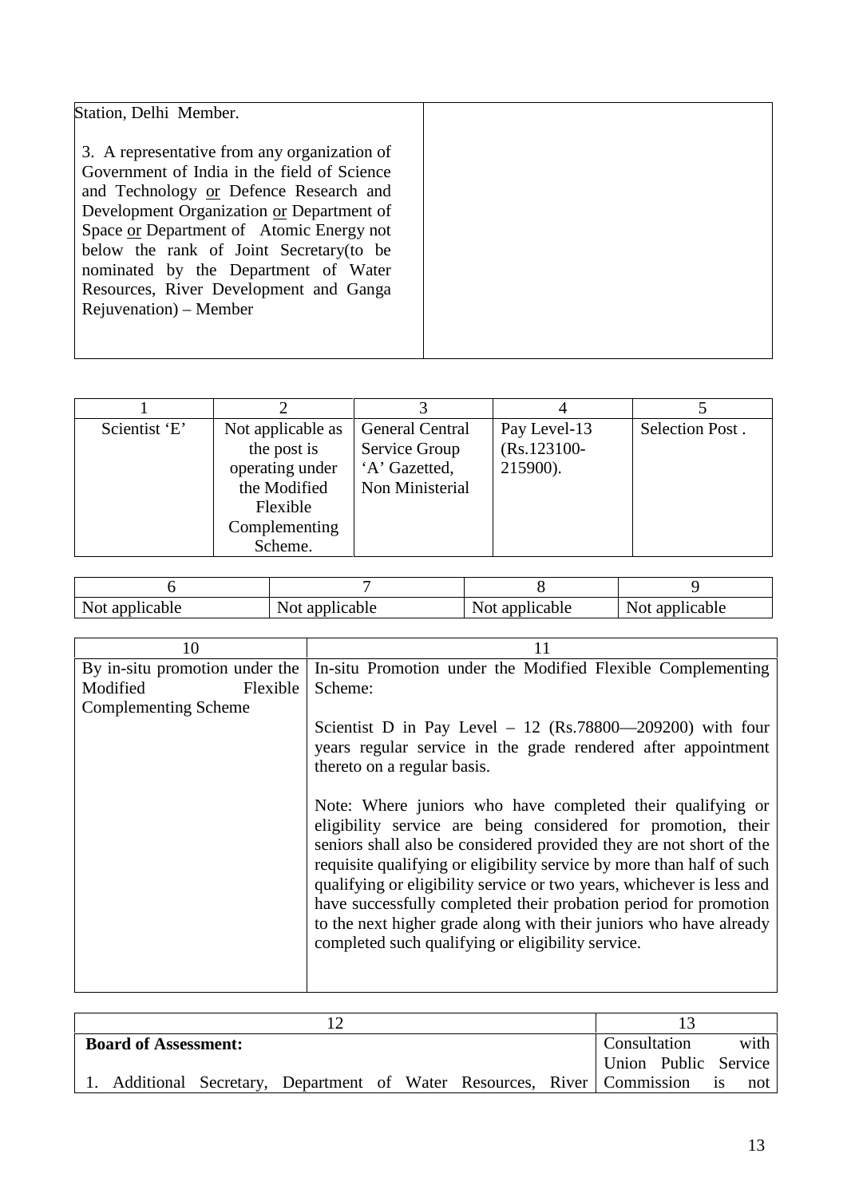| | |
|---|---|
| Station, Delhi Member.<br><br>3. A representative from any organization of Government of India in the field of Science and Technology or Defence Research and Development Organization or Department of Space or Department of Atomic Energy not below the rank of Joint Secretary(to be nominated by the Department of Water Resources, River Development and Ganga Rejuvenation) – Member | |

| 1 | 2 | 3 | 4 | 5 |
|---|---|---|---|---|
| Scientist 'E' | Not applicable as the post is operating under the Modified Flexible Complementing Scheme. | General Central Service Group 'A' Gazetted, Non Ministerial | Pay Level-13 (Rs.123100-215900). | Selection Post . |

| 6 | 7 | 8 | 9 |
|---|---|---|---|
| Not applicable | Not applicable | Not applicable | Not applicable |

| 10 | 11 |
|---|---|
| By in-situ promotion under the Modified Flexible Complementing Scheme | In-situ Promotion under the Modified Flexible Complementing Scheme:<br><br>Scientist D in Pay Level – 12 (Rs.78800—209200) with four years regular service in the grade rendered after appointment thereto on a regular basis.<br><br>Note: Where juniors who have completed their qualifying or eligibility service are being considered for promotion, their seniors shall also be considered provided they are not short of the requisite qualifying or eligibility service by more than half of such qualifying or eligibility service or two years, whichever is less and have successfully completed their probation period for promotion to the next higher grade along with their juniors who have already completed such qualifying or eligibility service. |

| 12 | 13 |
|---|---|
| **Board of Assessment:**<br><br>1. Additional Secretary, Department of Water Resources, River | Consultation with Union Public Service Commission is not |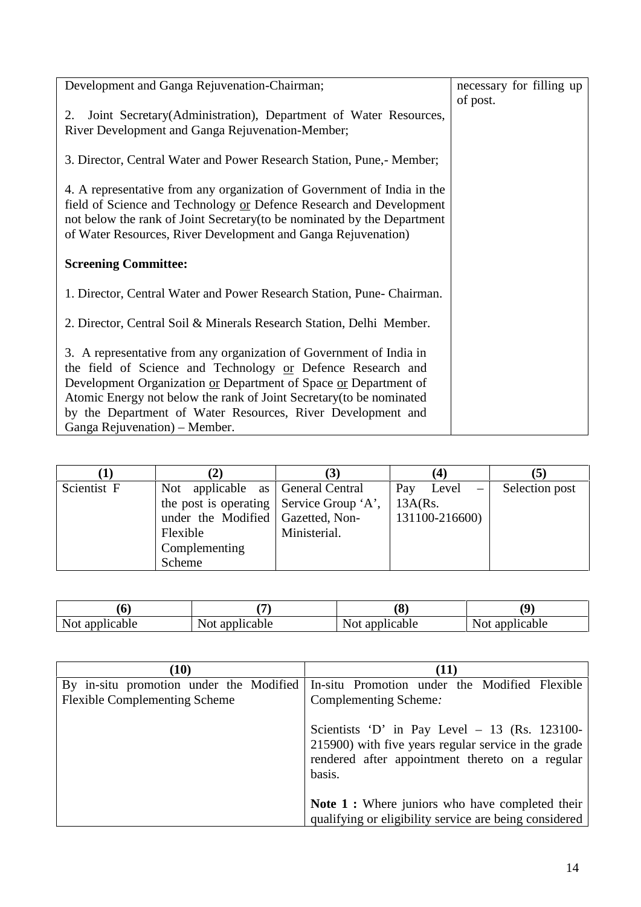| | |
|---|---|
| Development and Ganga Rejuvenation-Chairman;<br><br>2. Joint Secretary(Administration), Department of Water Resources, River Development and Ganga Rejuvenation-Member;<br><br>3. Director, Central Water and Power Research Station, Pune,- Member;<br><br>4. A representative from any organization of Government of India in the field of Science and Technology or Defence Research and Development not below the rank of Joint Secretary(to be nominated by the Department of Water Resources, River Development and Ganga Rejuvenation)<br><br>**Screening Committee:**<br><br>1. Director, Central Water and Power Research Station, Pune- Chairman.<br><br>2. Director, Central Soil & Minerals Research Station, Delhi Member.<br><br>3. A representative from any organization of Government of India in the field of Science and Technology or Defence Research and Development Organization or Department of Space or Department of Atomic Energy not below the rank of Joint Secretary(to be nominated by the Department of Water Resources, River Development and Ganga Rejuvenation) – Member. | necessary for filling up of post. |

| (1) | (2) | (3) | (4) | (5) |
|---|---|---|---|---|
| Scientist F | Not applicable as the post is operating under the Modified Flexible Complementing Scheme | General Central Service Group 'A', Gazetted, Non-Ministerial. | Pay Level – 13A(Rs. 131100-216600) | Selection post |

| (6) | (7) | (8) | (9) |
|---|---|---|---|
| Not applicable | Not applicable | Not applicable | Not applicable |

| (10) | (11) |
|---|---|
| By in-situ promotion under the Modified Flexible Complementing Scheme | In-situ Promotion under the Modified Flexible Complementing Scheme*:*<br><br>Scientists 'D' in Pay Level – 13 (Rs. 123100-215900) with five years regular service in the grade rendered after appointment thereto on a regular basis.<br><br>**Note 1 :** Where juniors who have completed their qualifying or eligibility service are being considered |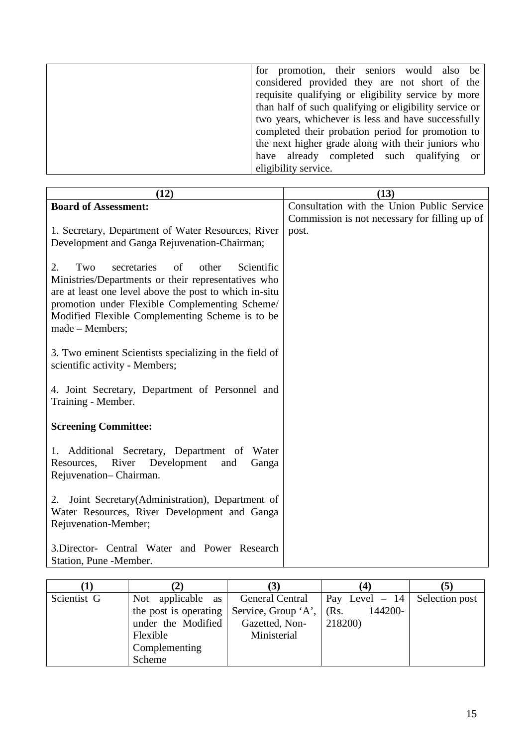| | |
|---|---|
| | for promotion, their seniors would also be considered provided they are not short of the requisite qualifying or eligibility service by more than half of such qualifying or eligibility service or two years, whichever is less and have successfully completed their probation period for promotion to the next higher grade along with their juniors who have already completed such qualifying or eligibility service. |

| (12) | (13) |
|---|---|
| **Board of Assessment:**<br><br>1. Secretary, Department of Water Resources, River Development and Ganga Rejuvenation-Chairman;<br><br>2. Two secretaries of other Scientific Ministries/Departments or their representatives who are at least one level above the post to which in-situ promotion under Flexible Complementing Scheme/ Modified Flexible Complementing Scheme is to be made – Members;<br><br>3. Two eminent Scientists specializing in the field of scientific activity - Members;<br><br>4. Joint Secretary, Department of Personnel and Training - Member.<br><br>**Screening Committee:**<br><br>1. Additional Secretary, Department of Water Resources, River Development and Ganga Rejuvenation– Chairman.<br><br>2. Joint Secretary(Administration), Department of Water Resources, River Development and Ganga Rejuvenation-Member;<br><br>3.Director- Central Water and Power Research Station, Pune -Member. | Consultation with the Union Public Service Commission is not necessary for filling up of post. |

| (1) | (2) | (3) | (4) | (5) |
|---|---|---|---|---|
| Scientist G | Not applicable as the post is operating under the Modified Flexible Complementing Scheme | General Central Service, Group 'A', Gazetted, Non-Ministerial | Pay Level – 14 (Rs. 144200-218200) | Selection post |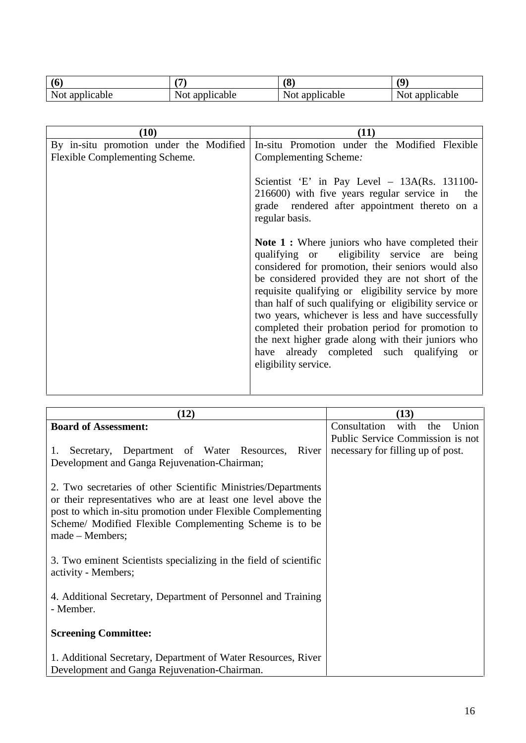| (6) | (7) | (8) | (9) |
|---|---|---|---|
| Not applicable | Not applicable | Not applicable | Not applicable |

| (10) | (11) |
|---|---|
| By in-situ promotion under the Modified Flexible Complementing Scheme. | In-situ Promotion under the Modified Flexible Complementing Scheme*:*<br><br>Scientist 'E' in Pay Level – 13A(Rs. 131100-216600) with five years regular service in the grade rendered after appointment thereto on a regular basis.<br><br>**Note 1 :** Where juniors who have completed their qualifying or eligibility service are being considered for promotion, their seniors would also be considered provided they are not short of the requisite qualifying or eligibility service by more than half of such qualifying or eligibility service or two years, whichever is less and have successfully completed their probation period for promotion to the next higher grade along with their juniors who have already completed such qualifying or eligibility service. |

| (12) | (13) |
|---|---|
| **Board of Assessment:**<br><br>1. Secretary, Department of Water Resources, River Development and Ganga Rejuvenation-Chairman;<br><br>2. Two secretaries of other Scientific Ministries/Departments or their representatives who are at least one level above the post to which in-situ promotion under Flexible Complementing Scheme/ Modified Flexible Complementing Scheme is to be made – Members;<br><br>3. Two eminent Scientists specializing in the field of scientific activity - Members;<br><br>4. Additional Secretary, Department of Personnel and Training - Member.<br><br>**Screening Committee:**<br><br>1. Additional Secretary, Department of Water Resources, River Development and Ganga Rejuvenation-Chairman. | Consultation with the Union Public Service Commission is not necessary for filling up of post. |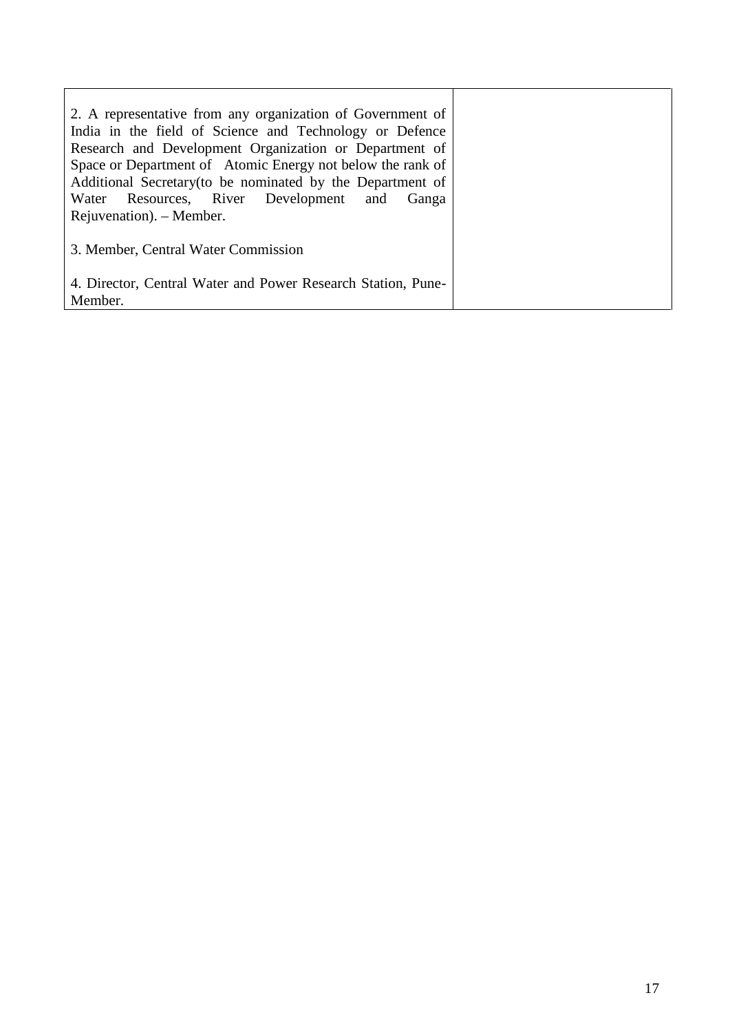| | |
|---|---|
| 2. A representative from any organization of Government of India in the field of Science and Technology or Defence Research and Development Organization or Department of Space or Department of Atomic Energy not below the rank of Additional Secretary(to be nominated by the Department of Water Resources, River Development and Ganga Rejuvenation). – Member.<br><br>3. Member, Central Water Commission<br><br>4. Director, Central Water and Power Research Station, Pune- Member. | |